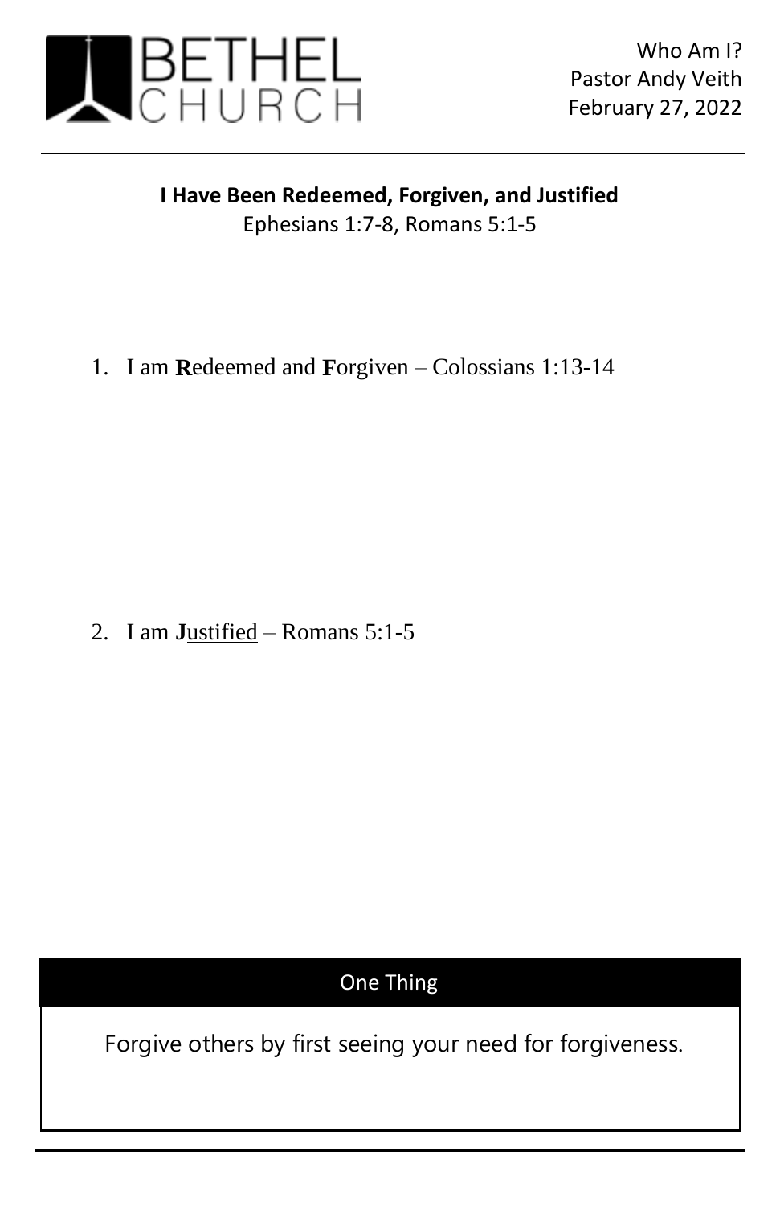BETHEL CHURCH

Who Am I?
Pastor Andy Veith
February 27, 2022

---

**I Have Been Redeemed, Forgiven, and Justified**
Ephesians 1:7-8, Romans 5:1-5

1. I am **R**<u>edeemed</u> and **F**<u>orgiven</u> – Colossians 1:13-14

2. I am **J**<u>ustified</u> – Romans 5:1-5

| One Thing |
| --- |
| Forgive others by first seeing your need for forgiveness. |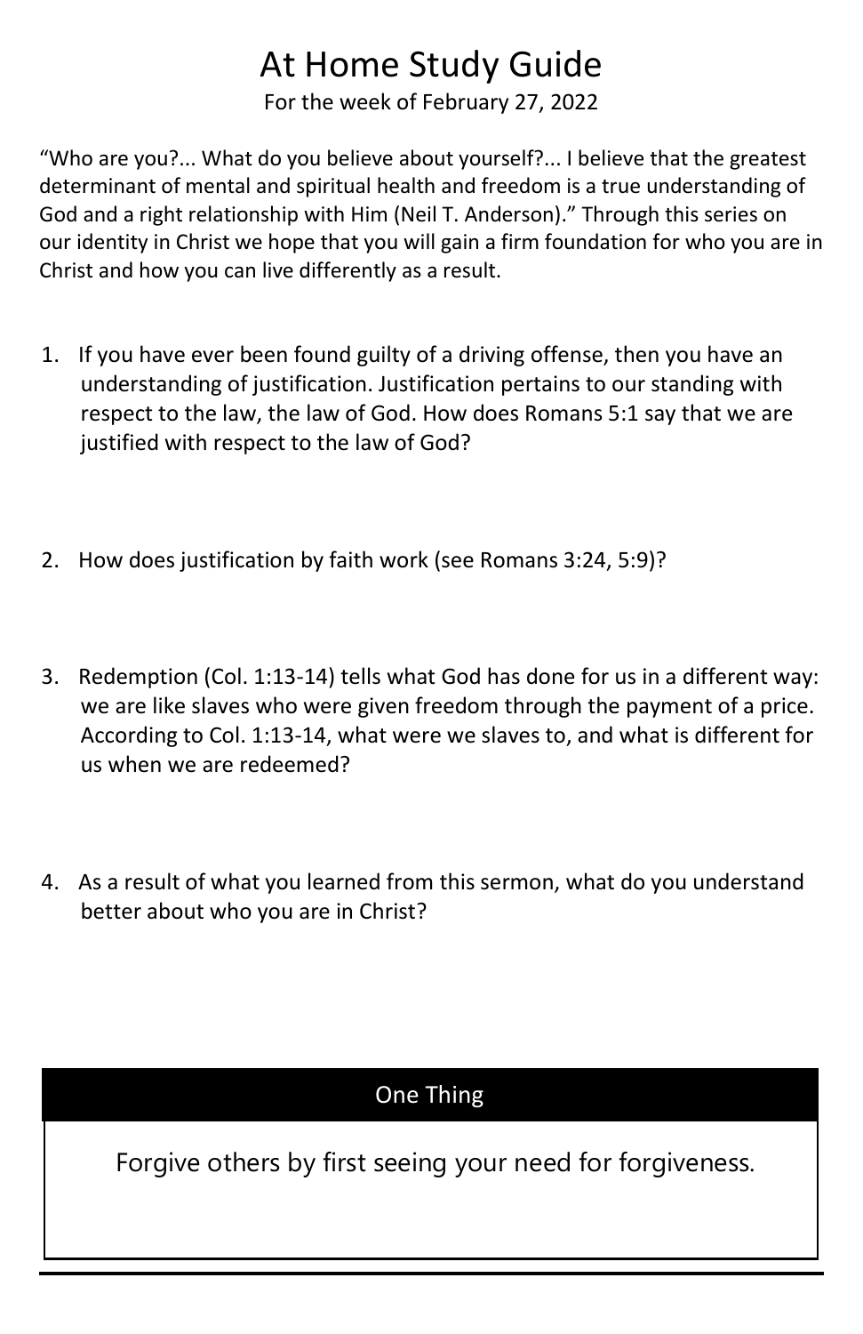# At Home Study Guide

For the week of February 27, 2022

"Who are you?... What do you believe about yourself?... I believe that the greatest determinant of mental and spiritual health and freedom is a true understanding of God and a right relationship with Him (Neil T. Anderson)." Through this series on our identity in Christ we hope that you will gain a firm foundation for who you are in Christ and how you can live differently as a result.

1. If you have ever been found guilty of a driving offense, then you have an understanding of justification. Justification pertains to our standing with respect to the law, the law of God. How does Romans 5:1 say that we are justified with respect to the law of God?

2. How does justification by faith work (see Romans 3:24, 5:9)?

3. Redemption (Col. 1:13-14) tells what God has done for us in a different way: we are like slaves who were given freedom through the payment of a price. According to Col. 1:13-14, what were we slaves to, and what is different for us when we are redeemed?

4. As a result of what you learned from this sermon, what do you understand better about who you are in Christ?

## One Thing

Forgive others by first seeing your need for forgiveness.